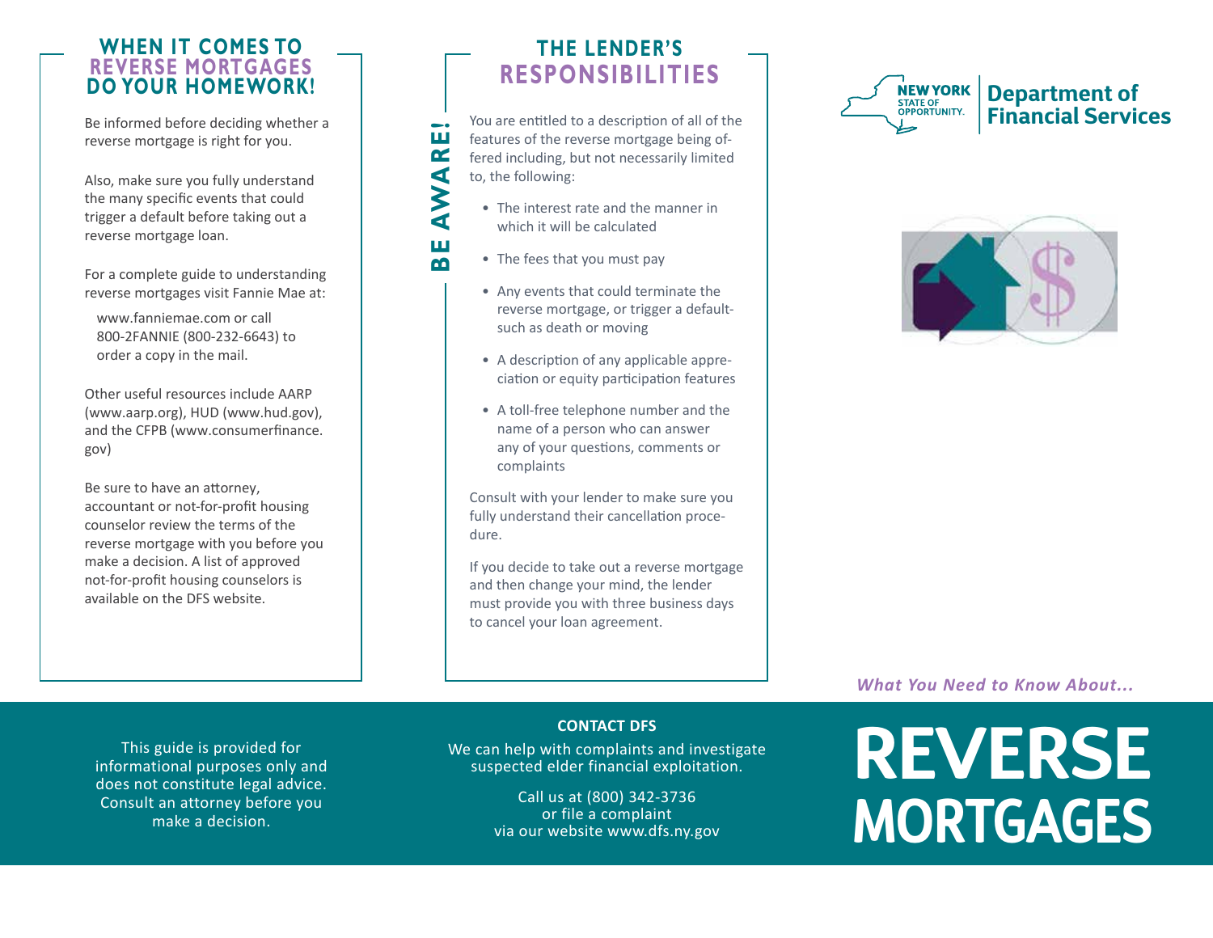## WHEN IT COMES TO REVERSE MORTGAGES DO YOUR HOMEWORK!

Be informed before deciding whether a reverse mortgage is right for you.

Also, make sure you fully understand the many specific events that could trigger a default before taking out a reverse mortgage loan.

For a complete guide to understanding reverse mortgages visit Fannie Mae at:

www.fanniemae.com or call 800-2FANNIE (800-232-6643) to order a copy in the mail.

Other useful resources include AARP (www.aarp.org), HUD (www.hud.gov), and the CFPB (www.consumerfinance.gov)

Be sure to have an attorney, accountant or not-for-profit housing counselor review the terms of the reverse mortgage with you before you make a decision. A list of approved not-for-profit housing counselors is available on the DFS website.

## BE AWARE!

## THE LENDER'S RESPONSIBILITIES

You are entitled to a description of all of the features of the reverse mortgage being offered including, but not necessarily limited to, the following:

- The interest rate and the manner in which it will be calculated
- The fees that you must pay
- Any events that could terminate the reverse mortgage, or trigger a default- such as death or moving
- A description of any applicable appreciation or equity participation features
- A toll-free telephone number and the name of a person who can answer any of your questions, comments or complaints

Consult with your lender to make sure you fully understand their cancellation procedure.

If you decide to take out a reverse mortgage and then change your mind, the lender must provide you with three business days to cancel your loan agreement.

NEW YORK STATE OF OPPORTUNITY. | Department of Financial Services

*What You Need to Know About...*

# REVERSE MORTGAGES

This guide is provided for informational purposes only and does not constitute legal advice. Consult an attorney before you make a decision.

**CONTACT DFS**

We can help with complaints and investigate suspected elder financial exploitation.

Call us at (800) 342-3736 or file a complaint via our website www.dfs.ny.gov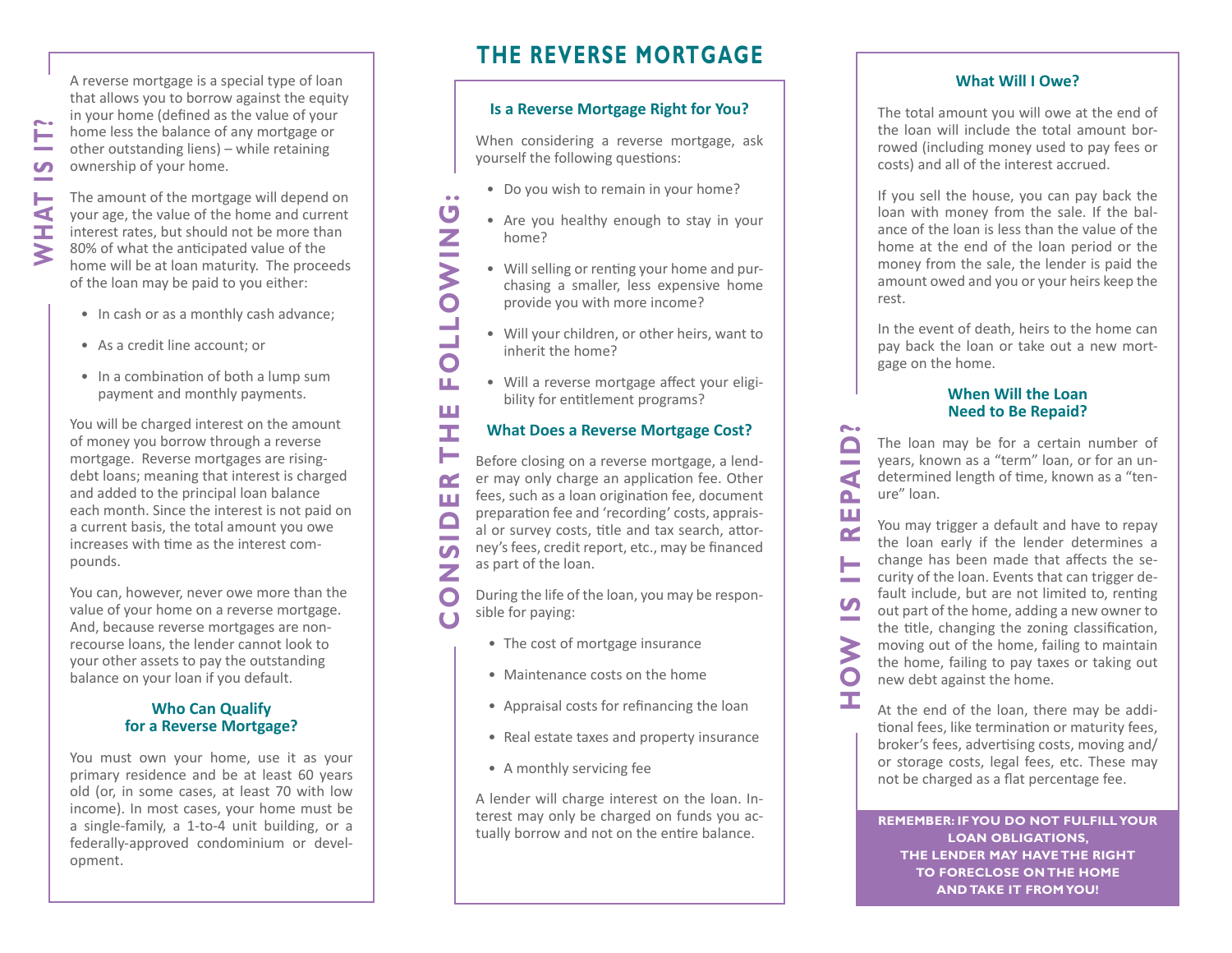# THE REVERSE MORTGAGE

## WHAT IS IT?

A reverse mortgage is a special type of loan that allows you to borrow against the equity in your home (defined as the value of your home less the balance of any mortgage or other outstanding liens) – while retaining ownership of your home.

The amount of the mortgage will depend on your age, the value of the home and current interest rates, but should not be more than 80% of what the anticipated value of the home will be at loan maturity. The proceeds of the loan may be paid to you either:

- In cash or as a monthly cash advance;
- As a credit line account; or
- In a combination of both a lump sum payment and monthly payments.

You will be charged interest on the amount of money you borrow through a reverse mortgage. Reverse mortgages are rising-debt loans; meaning that interest is charged and added to the principal loan balance each month. Since the interest is not paid on a current basis, the total amount you owe increases with time as the interest compounds.

You can, however, never owe more than the value of your home on a reverse mortgage. And, because reverse mortgages are non-recourse loans, the lender cannot look to your other assets to pay the outstanding balance on your loan if you default.

### Who Can Qualify for a Reverse Mortgage?

You must own your home, use it as your primary residence and be at least 60 years old (or, in some cases, at least 70 with low income). In most cases, your home must be a single-family, a 1-to-4 unit building, or a federally-approved condominium or development.

## CONSIDER THE FOLLOWING:

### Is a Reverse Mortgage Right for You?

When considering a reverse mortgage, ask yourself the following questions:

- Do you wish to remain in your home?
- Are you healthy enough to stay in your home?
- Will selling or renting your home and purchasing a smaller, less expensive home provide you with more income?
- Will your children, or other heirs, want to inherit the home?
- Will a reverse mortgage affect your eligibility for entitlement programs?

### What Does a Reverse Mortgage Cost?

Before closing on a reverse mortgage, a lender may only charge an application fee. Other fees, such as a loan origination fee, document preparation fee and 'recording' costs, appraisal or survey costs, title and tax search, attorney's fees, credit report, etc., may be financed as part of the loan.

During the life of the loan, you may be responsible for paying:

- The cost of mortgage insurance
- Maintenance costs on the home
- Appraisal costs for refinancing the loan
- Real estate taxes and property insurance
- A monthly servicing fee

A lender will charge interest on the loan. Interest may only be charged on funds you actually borrow and not on the entire balance.

## HOW IS IT REPAID?

### What Will I Owe?

The total amount you will owe at the end of the loan will include the total amount borrowed (including money used to pay fees or costs) and all of the interest accrued.

If you sell the house, you can pay back the loan with money from the sale. If the balance of the loan is less than the value of the home at the end of the loan period or the money from the sale, the lender is paid the amount owed and you or your heirs keep the rest.

In the event of death, heirs to the home can pay back the loan or take out a new mortgage on the home.

### When Will the Loan Need to Be Repaid?

The loan may be for a certain number of years, known as a "term" loan, or for an undetermined length of time, known as a "tenure" loan.

You may trigger a default and have to repay the loan early if the lender determines a change has been made that affects the security of the loan. Events that can trigger default include, but are not limited to, renting out part of the home, adding a new owner to the title, changing the zoning classification, moving out of the home, failing to maintain the home, failing to pay taxes or taking out new debt against the home.

At the end of the loan, there may be additional fees, like termination or maturity fees, broker's fees, advertising costs, moving and/or storage costs, legal fees, etc. These may not be charged as a flat percentage fee.

**REMEMBER: IF YOU DO NOT FULFILL YOUR LOAN OBLIGATIONS, THE LENDER MAY HAVE THE RIGHT TO FORECLOSE ON THE HOME AND TAKE IT FROM YOU!**